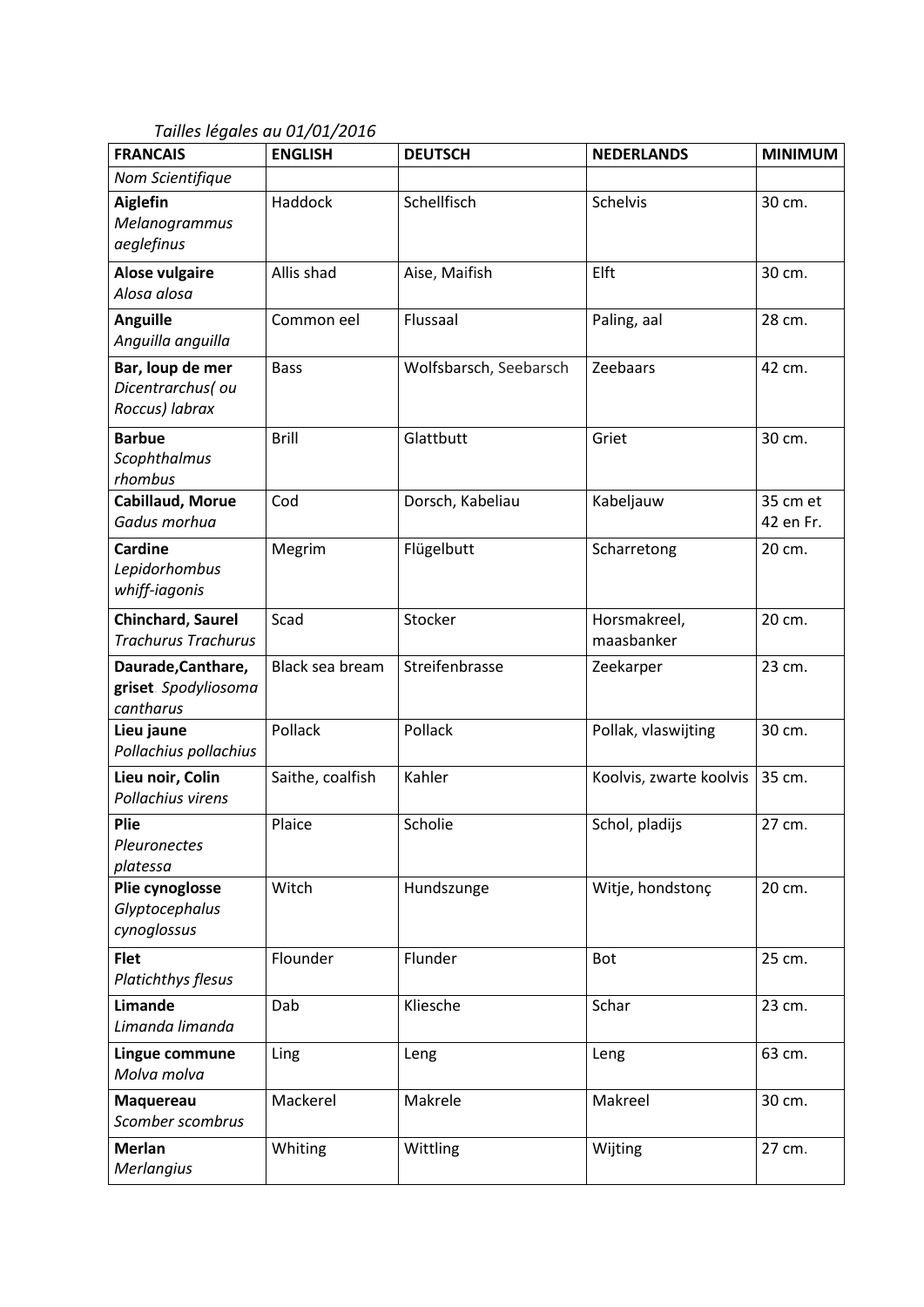*Tailles légales au 01/01/2016*

| **FRANCAIS** | **ENGLISH** | **DEUTSCH** | **NEDERLANDS** | **MINIMUM** |
|---|---|---|---|---|
| *Nom Scientifique* | | | | |
| **Aiglefin** *Melanogrammus aeglefinus* | Haddock | Schellfisch | Schelvis | 30 cm. |
| **Alose vulgaire** *Alosa alosa* | Allis shad | Aise, Maifish | Elft | 30 cm. |
| **Anguille** *Anguilla anguilla* | Common eel | Flussaal | Paling, aal | 28 cm. |
| **Bar, loup de mer** *Dicentrarchus( ou Roccus) labrax* | Bass | Wolfsbarsch, Seebarsch | Zeebaars | 42 cm. |
| **Barbue** *Scophthalmus rhombus* | Brill | Glattbutt | Griet | 30 cm. |
| **Cabillaud, Morue** *Gadus morhua* | Cod | Dorsch, Kabeliau | Kabeljauw | 35 cm et 42 en Fr. |
| **Cardine** *Lepidorhombus whiff-iagonis* | Megrim | Flügelbutt | Scharretong | 20 cm. |
| **Chinchard, Saurel** *Trachurus Trachurus* | Scad | Stocker | Horsmakreel, maasbanker | 20 cm. |
| **Daurade,Canthare, griset** *Spodyliosoma cantharus* | Black sea bream | Streifenbrasse | Zeekarper | 23 cm. |
| **Lieu jaune** *Pollachius pollachius* | Pollack | Pollack | Pollak, vlaswijting | 30 cm. |
| **Lieu noir, Colin** *Pollachius virens* | Saithe, coalfish | Kahler | Koolvis, zwarte koolvis | 35 cm. |
| **Plie** *Pleuronectes platessa* | Plaice | Scholie | Schol, pladijs | 27 cm. |
| **Plie cynoglosse** *Glyptocephalus cynoglossus* | Witch | Hundszunge | Witje, hondstonç | 20 cm. |
| **Flet** *Platichthys flesus* | Flounder | Flunder | Bot | 25 cm. |
| **Limande** *Limanda limanda* | Dab | Kliesche | Schar | 23 cm. |
| **Lingue commune** *Molva molva* | Ling | Leng | Leng | 63 cm. |
| **Maquereau** *Scomber scombrus* | Mackerel | Makrele | Makreel | 30 cm. |
| **Merlan** *Merlangius* | Whiting | Wittling | Wijting | 27 cm. |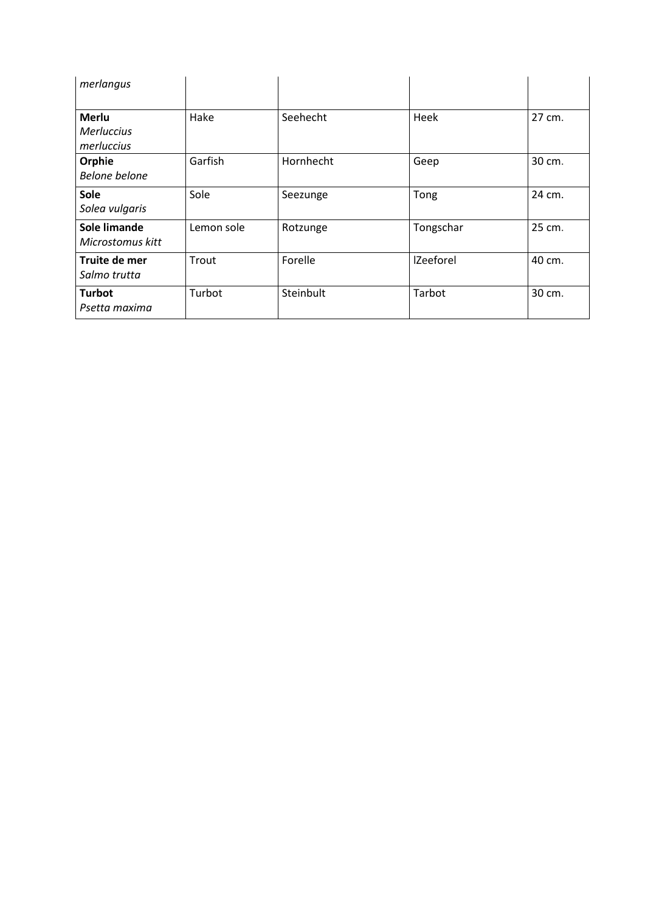| | | | | |
|---|---|---|---|---|
| *merlangus* | | | | |
| **Merlu** *Merluccius merluccius* | Hake | Seehecht | Heek | 27 cm. |
| **Orphie** *Belone belone* | Garfish | Hornhecht | Geep | 30 cm. |
| **Sole** *Solea vulgaris* | Sole | Seezunge | Tong | 24 cm. |
| **Sole limande** *Microstomus kitt* | Lemon sole | Rotzunge | Tongschar | 25 cm. |
| **Truite de mer** *Salmo trutta* | Trout | Forelle | lZeeforel | 40 cm. |
| **Turbot** *Psetta maxima* | Turbot | Steinbult | Tarbot | 30 cm. |